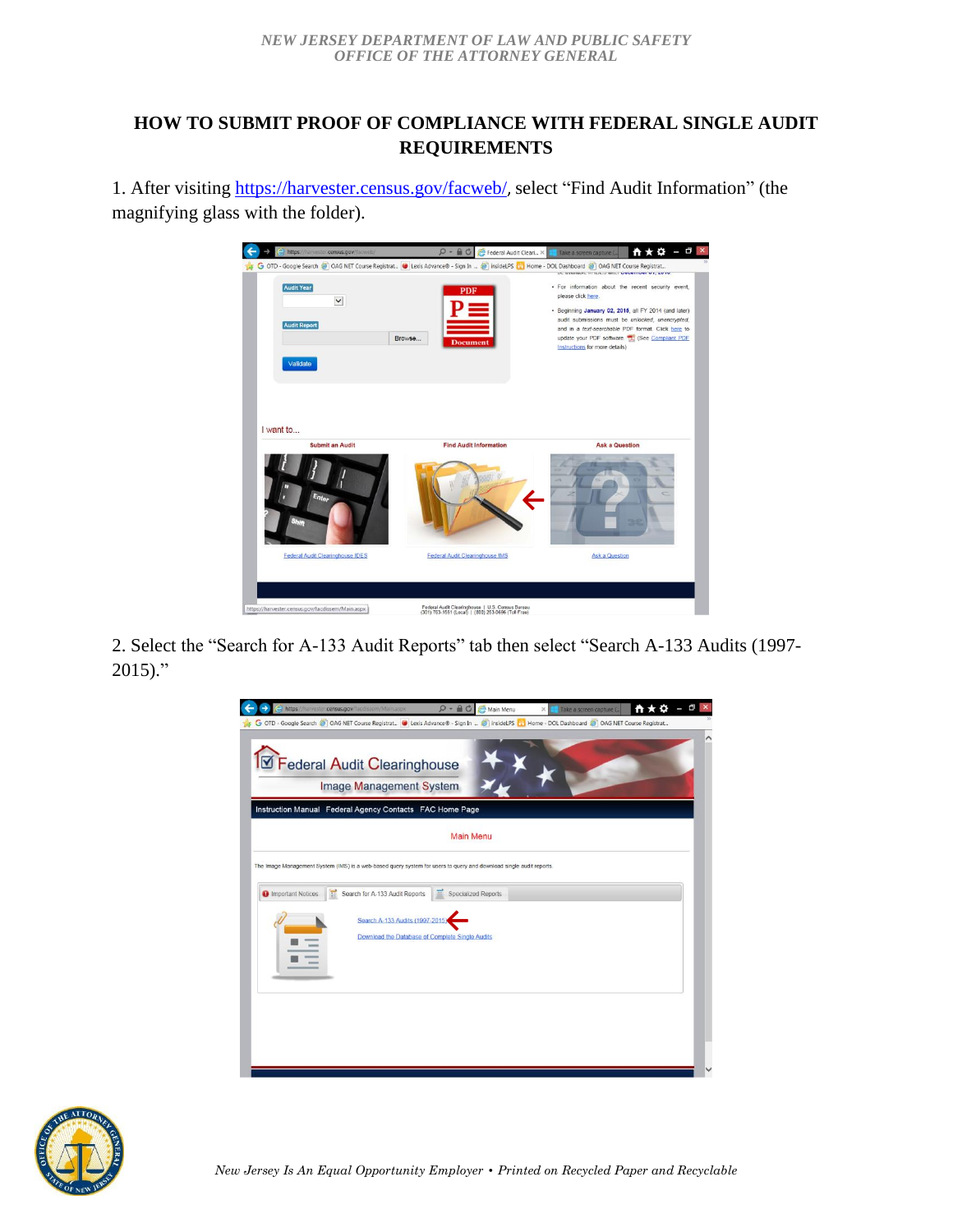*NEW JERSEY DEPARTMENT OF LAW AND PUBLIC SAFETY*
*OFFICE OF THE ATTORNEY GENERAL*

# HOW TO SUBMIT PROOF OF COMPLIANCE WITH FEDERAL SINGLE AUDIT REQUIREMENTS

1. After visiting https://harvester.census.gov/facweb/, select "Find Audit Information" (the magnifying glass with the folder).

2. Select the "Search for A-133 Audit Reports" tab then select "Search A-133 Audits (1997-2015)."

*New Jersey Is An Equal Opportunity Employer • Printed on Recycled Paper and Recyclable*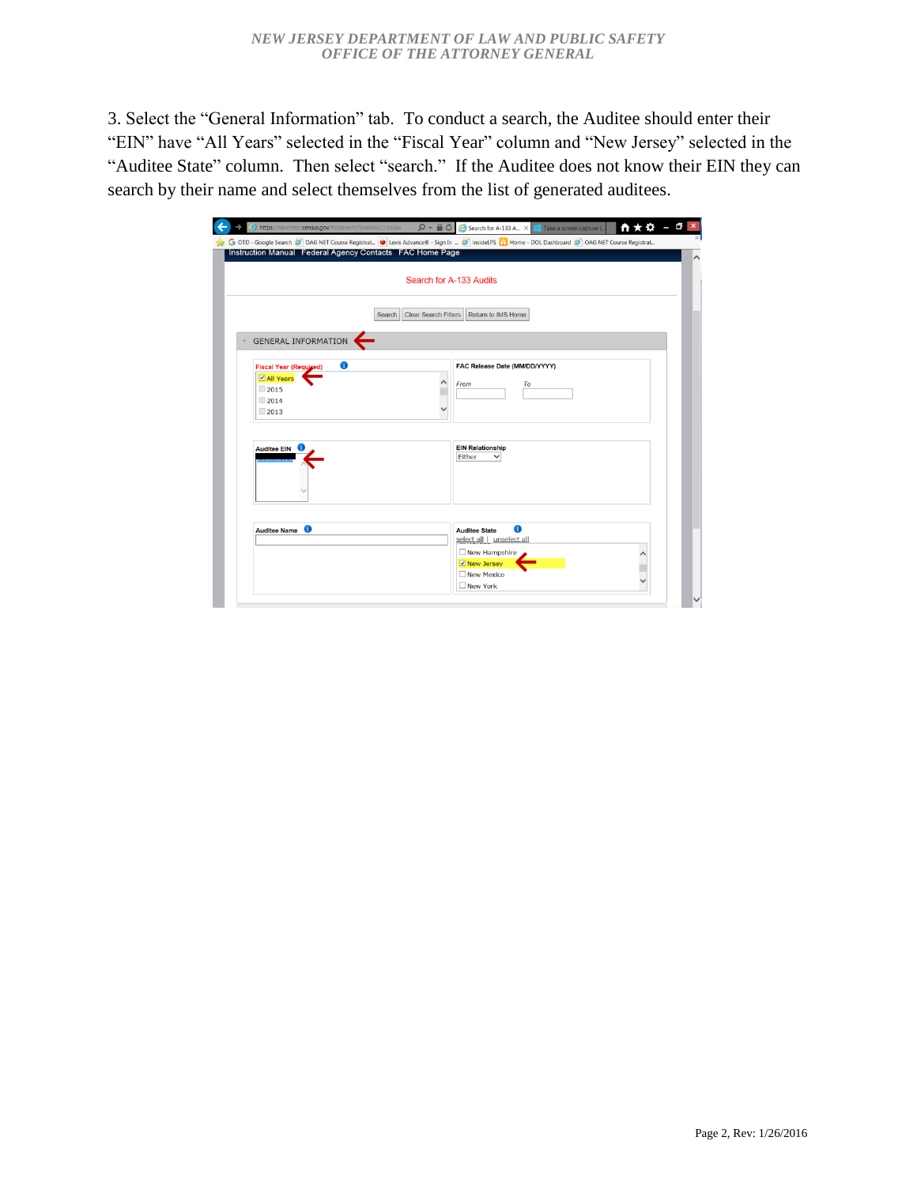3. Select the "General Information" tab. To conduct a search, the Auditee should enter their "EIN" have "All Years" selected in the "Fiscal Year" column and "New Jersey" selected in the "Auditee State" column. Then select "search." If the Auditee does not know their EIN they can search by their name and select themselves from the list of generated auditees.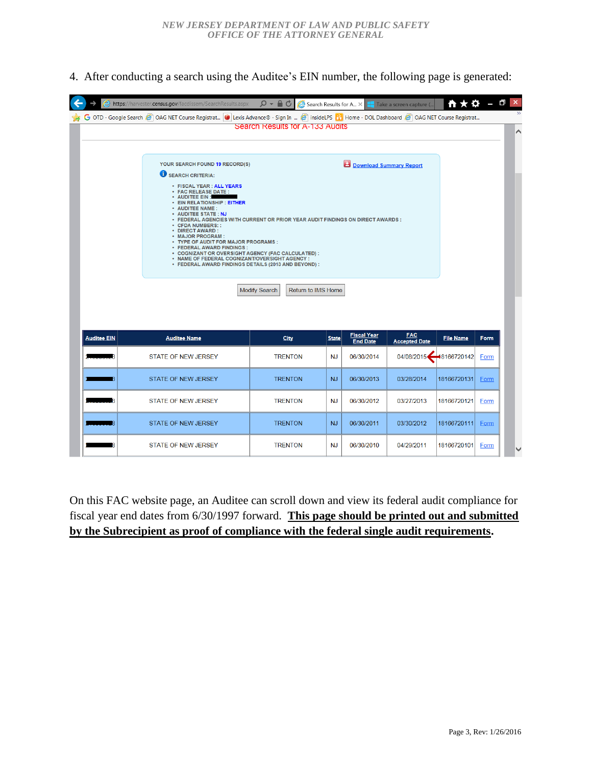4. After conducting a search using the Auditee's EIN number, the following page is generated:

Search Results for A-133 Audits

YOUR SEARCH FOUND 19 RECORD(S)

Download Summary Report

SEARCH CRITERIA:

- FISCAL YEAR : ALL YEARS
- FAC RELEASE DATE :
- AUDITEE EIN :
- EIN RELATIONSHIP : EITHER
- AUDITEE NAME :
- AUDITEE STATE : NJ
- FEDERAL AGENCIES WITH CURRENT OR PRIOR YEAR AUDIT FINDINGS ON DIRECT AWARDS :
- CFDA NUMBERS: :
- DIRECT AWARD :
- MAJOR PROGRAM :
- TYPE OF AUDIT FOR MAJOR PROGRAMS :
- FEDERAL AWARD FINDINGS :
- COGNIZANT OR OVERSIGHT AGENCY (FAC CALCULATED) :
- NAME OF FEDERAL COGNIZANT/OVERSIGHT AGENCY :
- FEDERAL AWARD FINDINGS DETAILS (2013 AND BEYOND) :

Modify Search | Return to IMS Home

| Auditee EIN | Auditee Name | City | State | Fiscal Year End Date | FAC Accepted Date | File Name | Form |
|---|---|---|---|---|---|---|---|
| [redacted] | STATE OF NEW JERSEY | TRENTON | NJ | 06/30/2014 | 04/08/2015 | 18166720142 | Form |
| [redacted] | STATE OF NEW JERSEY | TRENTON | NJ | 06/30/2013 | 03/28/2014 | 18166720131 | Form |
| [redacted] | STATE OF NEW JERSEY | TRENTON | NJ | 06/30/2012 | 03/27/2013 | 18166720121 | Form |
| [redacted] | STATE OF NEW JERSEY | TRENTON | NJ | 06/30/2011 | 03/30/2012 | 18166720111 | Form |
| [redacted] | STATE OF NEW JERSEY | TRENTON | NJ | 06/30/2010 | 04/29/2011 | 18166720101 | Form |

On this FAC website page, an Auditee can scroll down and view its federal audit compliance for fiscal year end dates from 6/30/1997 forward. **This page should be printed out and submitted by the Subrecipient as proof of compliance with the federal single audit requirements.**